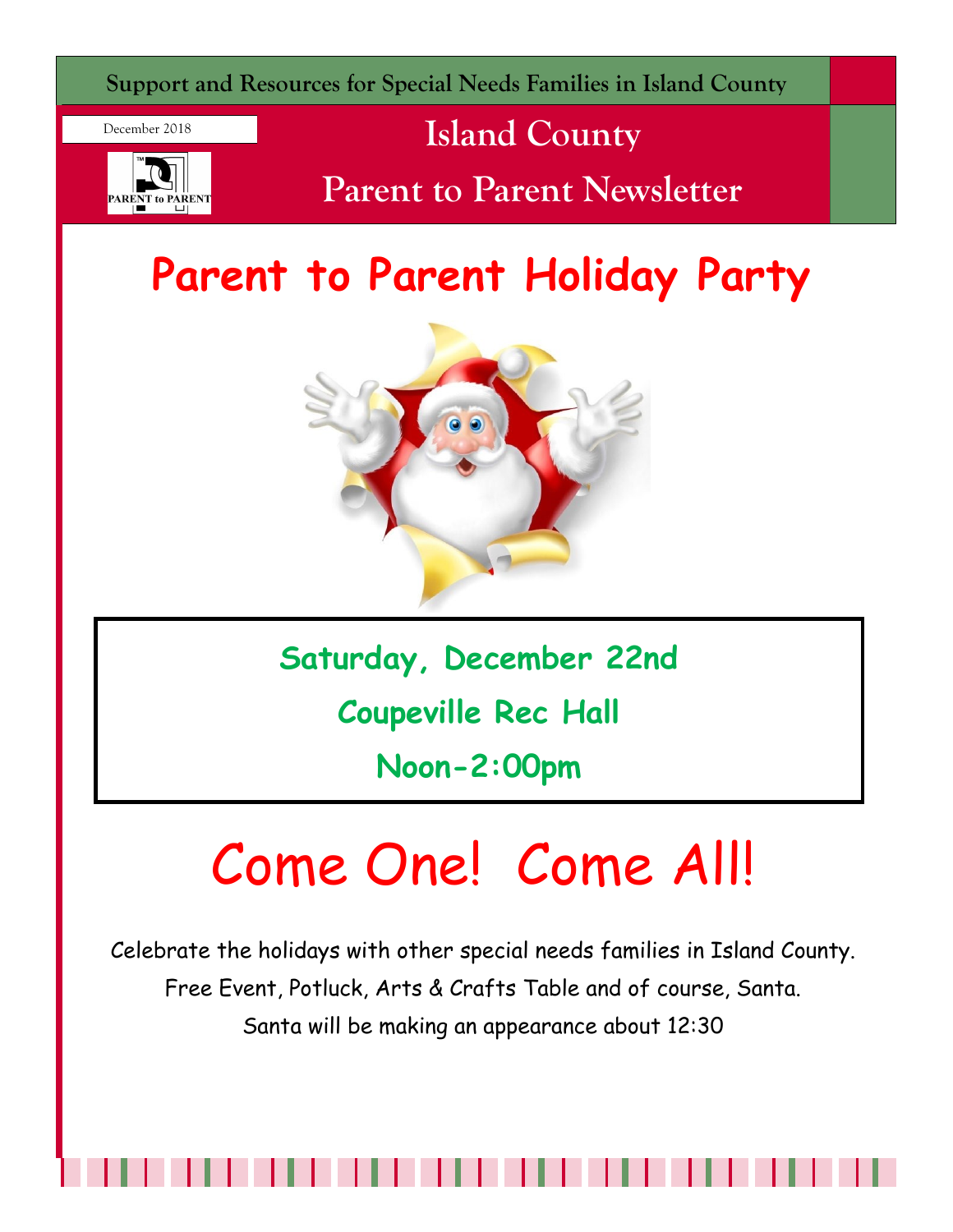Support and Resources for Special Needs Families in Island County

December 2018

PARENT to PARENT

# Island County Parent to Parent Newsletter

# Parent to Parent Holiday Party

**Saturday, December 22nd**

**Coupeville Rec Hall**

**Noon-2:00pm**

# Come One! Come All!

Celebrate the holidays with other special needs families in Island County.

Free Event, Potluck, Arts & Crafts Table and of course, Santa.

Santa will be making an appearance about 12:30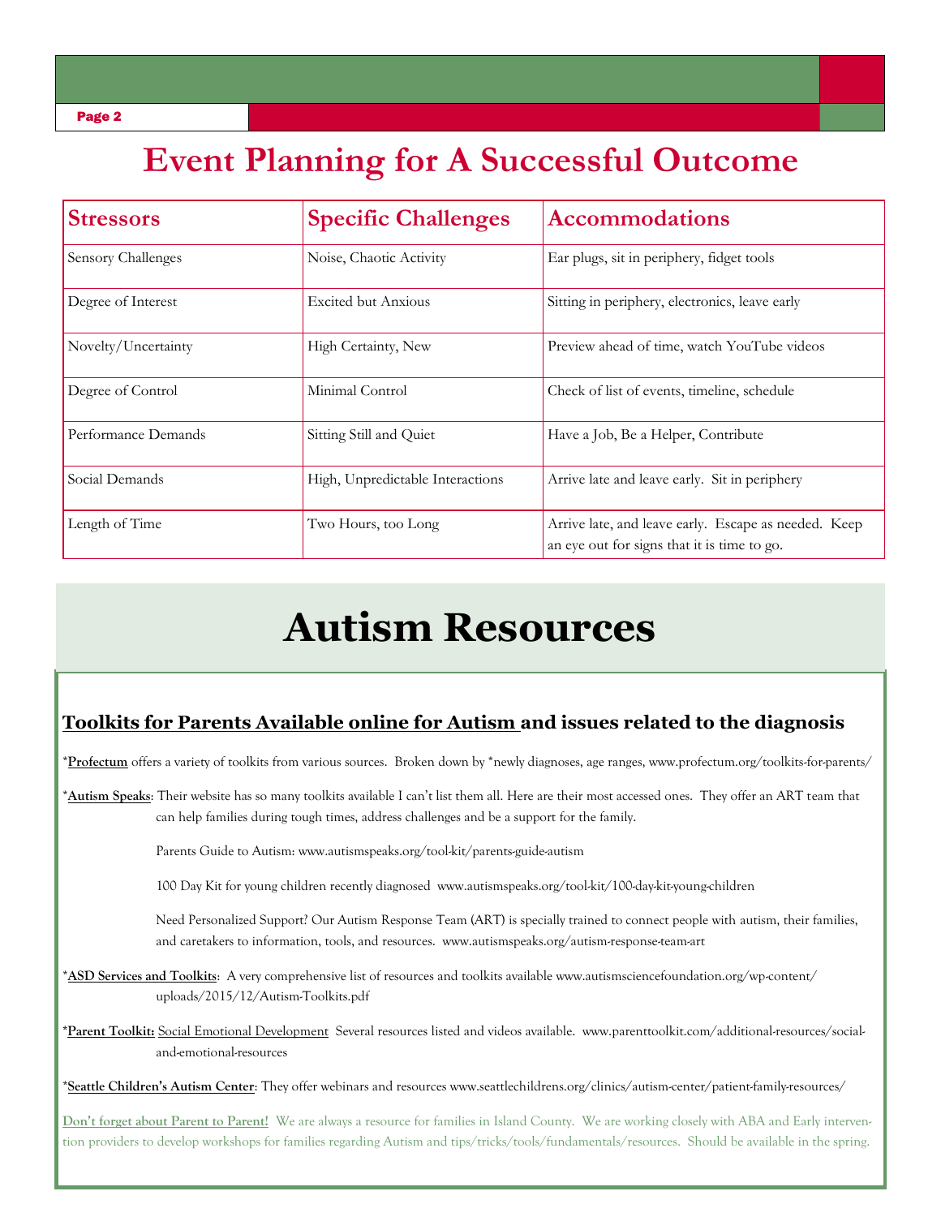# Event Planning for A Successful Outcome

| Stressors | Specific Challenges | Accommodations |
|---|---|---|
| Sensory Challenges | Noise, Chaotic Activity | Ear plugs, sit in periphery, fidget tools |
| Degree of Interest | Excited but Anxious | Sitting in periphery, electronics, leave early |
| Novelty/Uncertainty | High Certainty, New | Preview ahead of time, watch YouTube videos |
| Degree of Control | Minimal Control | Check of list of events, timeline, schedule |
| Performance Demands | Sitting Still and Quiet | Have a Job, Be a Helper, Contribute |
| Social Demands | High, Unpredictable Interactions | Arrive late and leave early. Sit in periphery |
| Length of Time | Two Hours, too Long | Arrive late, and leave early. Escape as needed. Keep an eye out for signs that it is time to go. |

# Autism Resources

## Toolkits for Parents Available online for Autism and issues related to the diagnosis

*__Profectum__ offers a variety of toolkits from various sources. Broken down by *newly diagnoses, age ranges, www.profectum.org/toolkits-for-parents/

*__Autism Speaks__: Their website has so many toolkits available I can't list them all. Here are their most accessed ones. They offer an ART team that can help families during tough times, address challenges and be a support for the family.

Parents Guide to Autism: www.autismspeaks.org/tool-kit/parents-guide-autism

100 Day Kit for young children recently diagnosed www.autismspeaks.org/tool-kit/100-day-kit-young-children

Need Personalized Support? Our Autism Response Team (ART) is specially trained to connect people with autism, their families, and caretakers to information, tools, and resources. www.autismspeaks.org/autism-response-team-art

*__ASD Services and Toolkits__: A very comprehensive list of resources and toolkits available www.autismsciencefoundation.org/wp-content/uploads/2015/12/Autism-Toolkits.pdf

*__Parent Toolkit:__ Social Emotional Development Several resources listed and videos available. www.parenttoolkit.com/additional-resources/social-and-emotional-resources

*__Seattle Children's Autism Center__: They offer webinars and resources www.seattlechildrens.org/clinics/autism-center/patient-family-resources/

__Don't forget about Parent to Parent!__ We are always a resource for families in Island County. We are working closely with ABA and Early intervention providers to develop workshops for families regarding Autism and tips/tricks/tools/fundamentals/resources. Should be available in the spring.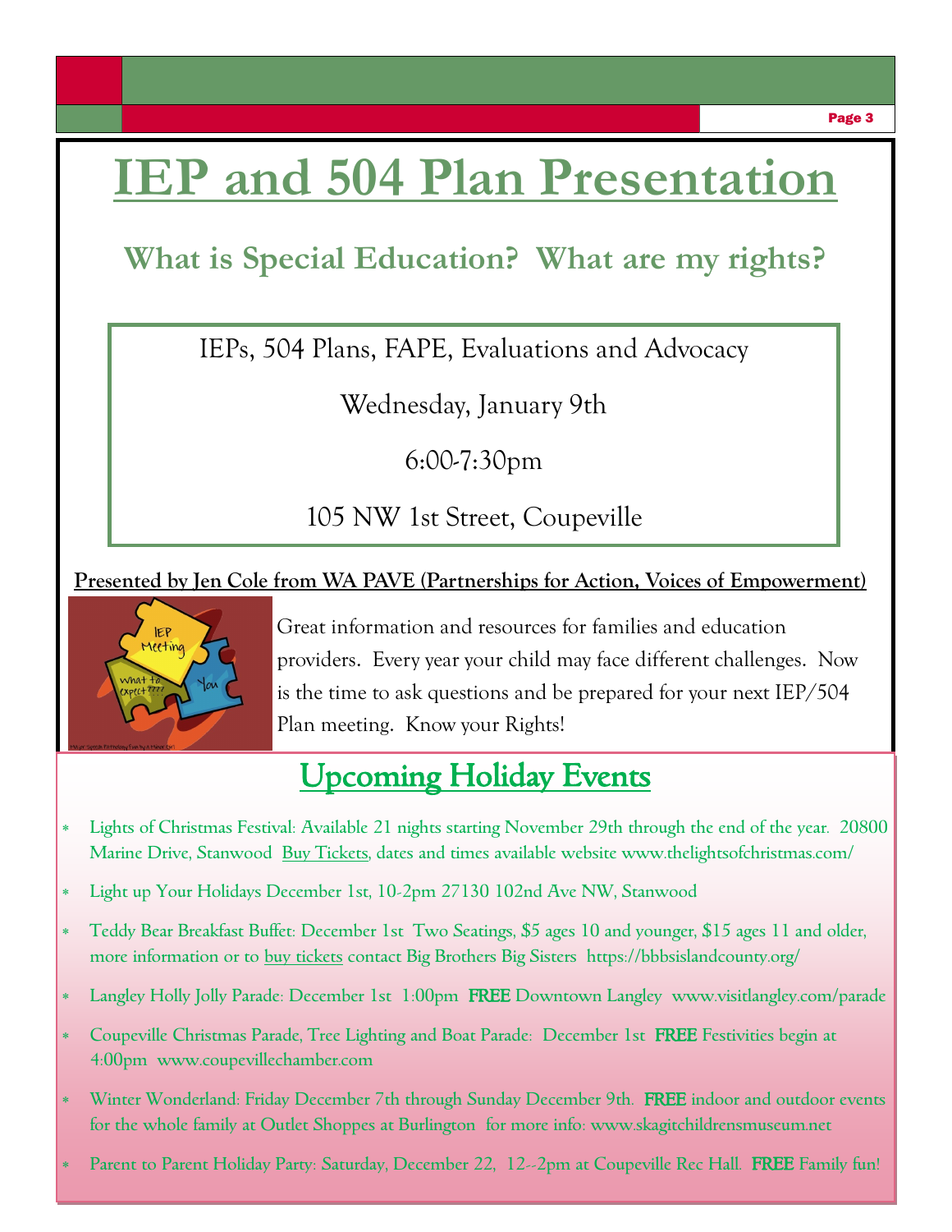# IEP and 504 Plan Presentation

## What is Special Education? What are my rights?

IEPs, 504 Plans, FAPE, Evaluations and Advocacy

Wednesday, January 9th

6:00-7:30pm

105 NW 1st Street, Coupeville

**Presented by Jen Cole from WA PAVE (Partnerships for Action, Voices of Empowerment)**

Great information and resources for families and education providers. Every year your child may face different challenges. Now is the time to ask questions and be prepared for your next IEP/504 Plan meeting. Know your Rights!

## Upcoming Holiday Events

- Lights of Christmas Festival: Available 21 nights starting November 29th through the end of the year. 20800 Marine Drive, Stanwood Buy Tickets, dates and times available website www.thelightsofchristmas.com/
- Light up Your Holidays December 1st, 10-2pm 27130 102nd Ave NW, Stanwood
- Teddy Bear Breakfast Buffet: December 1st Two Seatings, $5 ages 10 and younger, $15 ages 11 and older, more information or to buy tickets contact Big Brothers Big Sisters https://bbbsislandcounty.org/
- Langley Holly Jolly Parade: December 1st 1:00pm **FREE** Downtown Langley www.visitlangley.com/parade
- Coupeville Christmas Parade, Tree Lighting and Boat Parade: December 1st **FREE** Festivities begin at 4:00pm www.coupevillechamber.com
- Winter Wonderland: Friday December 7th through Sunday December 9th. **FREE** indoor and outdoor events for the whole family at Outlet Shoppes at Burlington for more info: www.skagitchildrensmuseum.net
- Parent to Parent Holiday Party: Saturday, December 22, 12--2pm at Coupeville Rec Hall. **FREE** Family fun!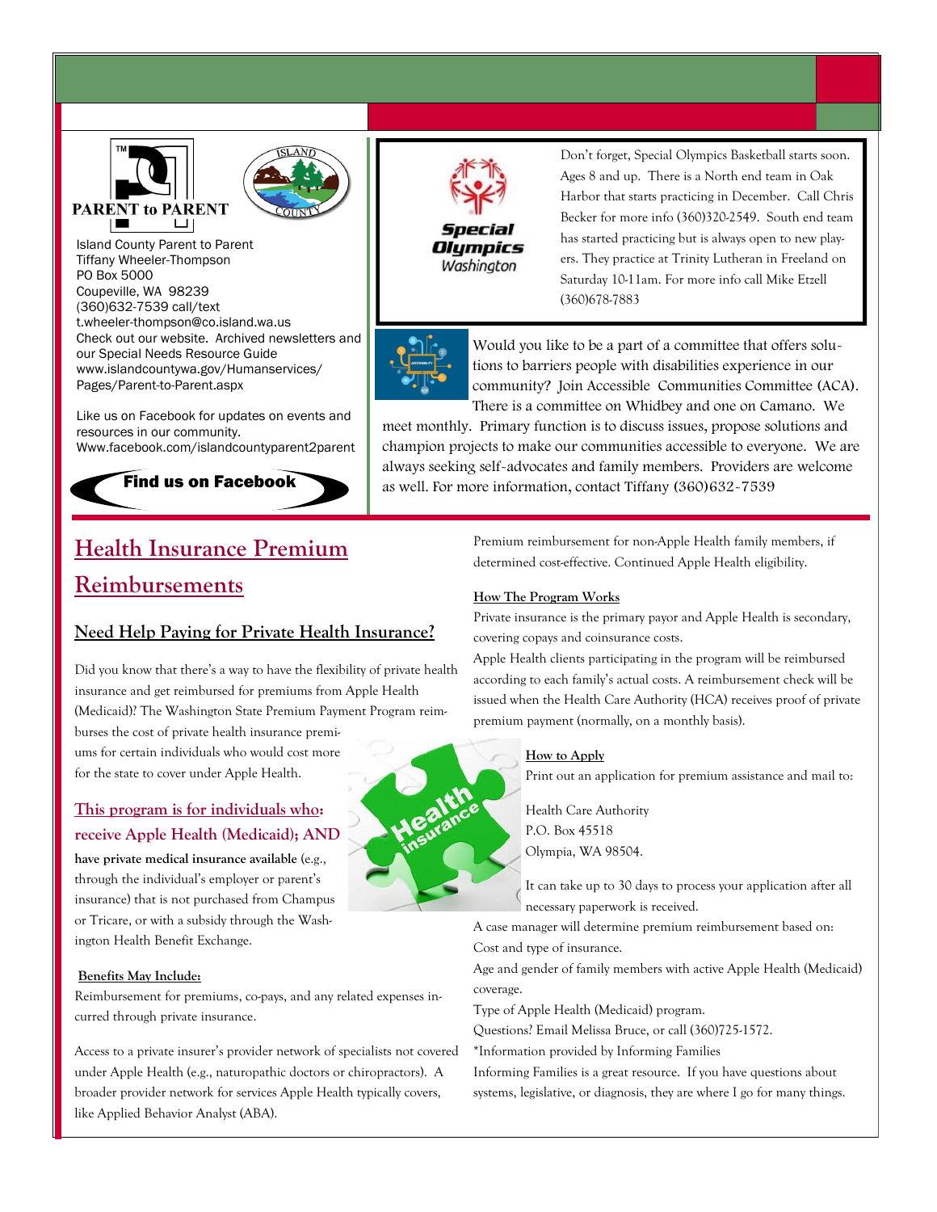PARENT to PARENT

Island County Parent to Parent
Tiffany Wheeler-Thompson
PO Box 5000
Coupeville, WA 98239
(360)632-7539 call/text
t.wheeler-thompson@co.island.wa.us
Check out our website. Archived newsletters and our Special Needs Resource Guide
www.islandcountywa.gov/Humanservices/Pages/Parent-to-Parent.aspx

Like us on Facebook for updates on events and resources in our community.
Www.facebook.com/islandcountyparent2parent

Find us on Facebook

Special Olympics Washington

Don't forget, Special Olympics Basketball starts soon. Ages 8 and up. There is a North end team in Oak Harbor that starts practicing in December. Call Chris Becker for more info (360)320-2549. South end team has started practicing but is always open to new players. They practice at Trinity Lutheran in Freeland on Saturday 10-11am. For more info call Mike Etzell (360)678-7883

Would you like to be a part of a committee that offers solutions to barriers people with disabilities experience in our community? Join Accessible Communities Committee (ACA). There is a committee on Whidbey and one on Camano. We meet monthly. Primary function is to discuss issues, propose solutions and champion projects to make our communities accessible to everyone. We are always seeking self-advocates and family members. Providers are welcome as well. For more information, contact Tiffany (360)632-7539

# Health Insurance Premium Reimbursements

## Need Help Paying for Private Health Insurance?

Did you know that there's a way to have the flexibility of private health insurance and get reimbursed for premiums from Apple Health (Medicaid)? The Washington State Premium Payment Program reimburses the cost of private health insurance premiums for certain individuals who would cost more for the state to cover under Apple Health.

### This program is for individuals who: receive Apple Health (Medicaid); AND

**have private medical insurance available** (e.g., through the individual's employer or parent's insurance) that is not purchased from Champus or Tricare, or with a subsidy through the Washington Health Benefit Exchange.

**Benefits May Include:**

Reimbursement for premiums, co-pays, and any related expenses incurred through private insurance.

Access to a private insurer's provider network of specialists not covered under Apple Health (e.g., naturopathic doctors or chiropractors). A broader provider network for services Apple Health typically covers, like Applied Behavior Analyst (ABA).

Premium reimbursement for non-Apple Health family members, if determined cost-effective. Continued Apple Health eligibility.

**How The Program Works**

Private insurance is the primary payor and Apple Health is secondary, covering copays and coinsurance costs.

Apple Health clients participating in the program will be reimbursed according to each family's actual costs. A reimbursement check will be issued when the Health Care Authority (HCA) receives proof of private premium payment (normally, on a monthly basis).

**How to Apply**

Print out an application for premium assistance and mail to:

Health Care Authority
P.O. Box 45518
Olympia, WA 98504.

It can take up to 30 days to process your application after all necessary paperwork is received.

A case manager will determine premium reimbursement based on:

Cost and type of insurance.

Age and gender of family members with active Apple Health (Medicaid) coverage.

Type of Apple Health (Medicaid) program.

Questions? Email Melissa Bruce, or call (360)725-1572.

*Information provided by Informing Families

Informing Families is a great resource. If you have questions about systems, legislative, or diagnosis, they are where I go for many things.